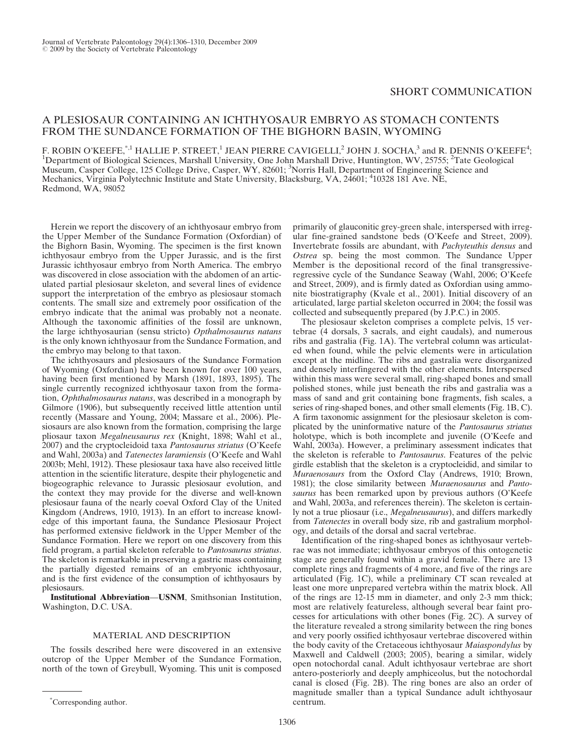SHORT COMMUNICATION

# A PLESIOSAUR CONTAINING AN ICHTHYOSAUR EMBRYO AS STOMACH CONTENTS FROM THE SUNDANCE FORMATION OF THE BIGHORN BASIN, WYOMING

F. ROBIN O'KEEFE,[*,1] HALLIE P. STREET,[1] JEAN PIERRE CAVIGELLI,[2] JOHN J. SOCHA,[3] and R. DENNIS O'KEEFE[4];
[1]Department of Biological Sciences, Marshall University, One John Marshall Drive, Huntington, WV, 25755; [2]Tate Geological Museum, Casper College, 125 College Drive, Casper, WY, 82601; [3]Norris Hall, Department of Engineering Science and Mechanics, Virginia Polytechnic Institute and State University, Blacksburg, VA, 24601; [4]10328 181 Ave. NE, Redmond, WA, 98052

Herein we report the discovery of an ichthyosaur embryo from the Upper Member of the Sundance Formation (Oxfordian) of the Bighorn Basin, Wyoming. The specimen is the first known ichthyosaur embryo from the Upper Jurassic, and is the first Jurassic ichthyosaur embryo from North America. The embryo was discovered in close association with the abdomen of an articulated partial plesiosaur skeleton, and several lines of evidence support the interpretation of the embryo as plesiosaur stomach contents. The small size and extremely poor ossification of the embryo indicate that the animal was probably not a neonate. Although the taxonomic affinities of the fossil are unknown, the large ichthyosaurian (sensu stricto) *Opthalmosaurus natans* is the only known ichthyosaur from the Sundance Formation, and the embryo may belong to that taxon.

The ichthyosaurs and plesiosaurs of the Sundance Formation of Wyoming (Oxfordian) have been known for over 100 years, having been first mentioned by Marsh (1891, 1893, 1895). The single currently recognized ichthyosaur taxon from the formation, *Ophthalmosaurus natans*, was described in a monograph by Gilmore (1906), but subsequently received little attention until recently (Massare and Young, 2004; Massare et al., 2006). Plesiosaurs are also known from the formation, comprising the large pliosaur taxon *Megalneusaurus rex* (Knight, 1898; Wahl et al., 2007) and the cryptocleidoid taxa *Pantosaurus striatus* (O'Keefe and Wahl, 2003a) and *Tatenectes laramiensis* (O'Keefe and Wahl 2003b; Mehl, 1912). These plesiosaur taxa have also received little attention in the scientific literature, despite their phylogenetic and biogeographic relevance to Jurassic plesiosaur evolution, and the context they may provide for the diverse and well-known plesiosaur fauna of the nearly coeval Oxford Clay of the United Kingdom (Andrews, 1910, 1913). In an effort to increase knowledge of this important fauna, the Sundance Plesiosaur Project has performed extensive fieldwork in the Upper Member of the Sundance Formation. Here we report on one discovery from this field program, a partial skeleton referable to *Pantosaurus striatus*. The skeleton is remarkable in preserving a gastric mass containing the partially digested remains of an embryonic ichthyosaur, and is the first evidence of the consumption of ichthyosaurs by plesiosaurs.

**Institutional Abbreviation—USNM**, Smithsonian Institution, Washington, D.C. USA.

## MATERIAL AND DESCRIPTION

The fossils described here were discovered in an extensive outcrop of the Upper Member of the Sundance Formation, north of the town of Greybull, Wyoming. This unit is composed primarily of glauconitic grey-green shale, interspersed with irregular fine-grained sandstone beds (O'Keefe and Street, 2009). Invertebrate fossils are abundant, with *Pachyteuthis densus* and *Ostrea* sp. being the most common. The Sundance Upper Member is the depositional record of the final transgressive-regressive cycle of the Sundance Seaway (Wahl, 2006; O'Keefe and Street, 2009), and is firmly dated as Oxfordian using ammonite biostratigraphy (Kvale et al., 2001). Initial discovery of an articulated, large partial skeleton occurred in 2004; the fossil was collected and subsequently prepared (by J.P.C.) in 2005.

The plesiosaur skeleton comprises a complete pelvis, 15 vertebrae (4 dorsals, 3 sacrals, and eight caudals), and numerous ribs and gastralia (Fig. 1A). The vertebral column was articulated when found, while the pelvic elements were in articulation except at the midline. The ribs and gastralia were disorganized and densely interfingered with the other elements. Interspersed within this mass were several small, ring-shaped bones and small polished stones, while just beneath the ribs and gastralia was a mass of sand and grit containing bone fragments, fish scales, a series of ring-shaped bones, and other small elements (Fig. 1B, C). A firm taxonomic assignment for the plesiosaur skeleton is complicated by the uninformative nature of the *Pantosaurus striatus* holotype, which is both incomplete and juvenile (O'Keefe and Wahl, 2003a). However, a preliminary assessment indicates that the skeleton is referable to *Pantosaurus*. Features of the pelvic girdle establish that the skeleton is a cryptocleidid, and similar to *Muraenosaurs* from the Oxford Clay (Andrews, 1910; Brown, 1981); the close similarity between *Muraenosaurus* and *Pantosaurus* has been remarked upon by previous authors (O'Keefe and Wahl, 2003a, and references therein). The skeleton is certainly not a true pliosaur (i.e., *Megalneusaurus*), and differs markedly from *Tatenectes* in overall body size, rib and gastralium morphology, and details of the dorsal and sacral vertebrae.

Identification of the ring-shaped bones as ichthyosaur vertebrae was not immediate; ichthyosaur embryos of this ontogenetic stage are generally found within a gravid female. There are 13 complete rings and fragments of 4 more, and five of the rings are articulated (Fig. 1C), while a preliminary CT scan revealed at least one more unprepared vertebra within the matrix block. All of the rings are 12-15 mm in diameter, and only 2-3 mm thick; most are relatively featureless, although several bear faint processes for articulations with other bones (Fig. 2C). A survey of the literature revealed a strong similarity between the ring bones and very poorly ossified ichthyosaur vertebrae discovered within the body cavity of the Cretaceous ichthyosaur *Maiaspondylus* by Maxwell and Caldwell (2003; 2005), bearing a similar, widely open notochordal canal. Adult ichthyosaur vertebrae are short antero-posteriorly and deeply amphiceolus, but the notochordal canal is closed (Fig. 2B). The ring bones are also an order of magnitude smaller than a typical Sundance adult ichthyosaur centrum.

[*]Corresponding author.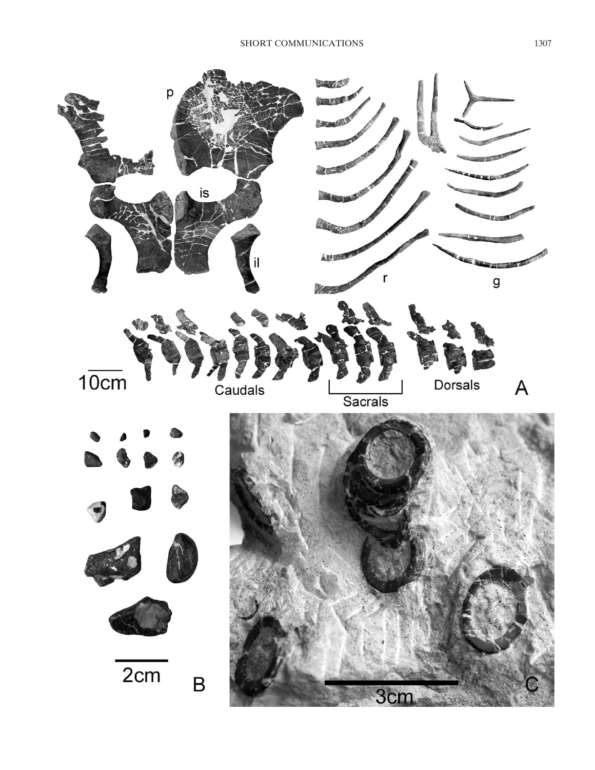p

is

il

r

g

10cm

Caudals

Sacrals

Dorsals

A

2cm

B

3cm

C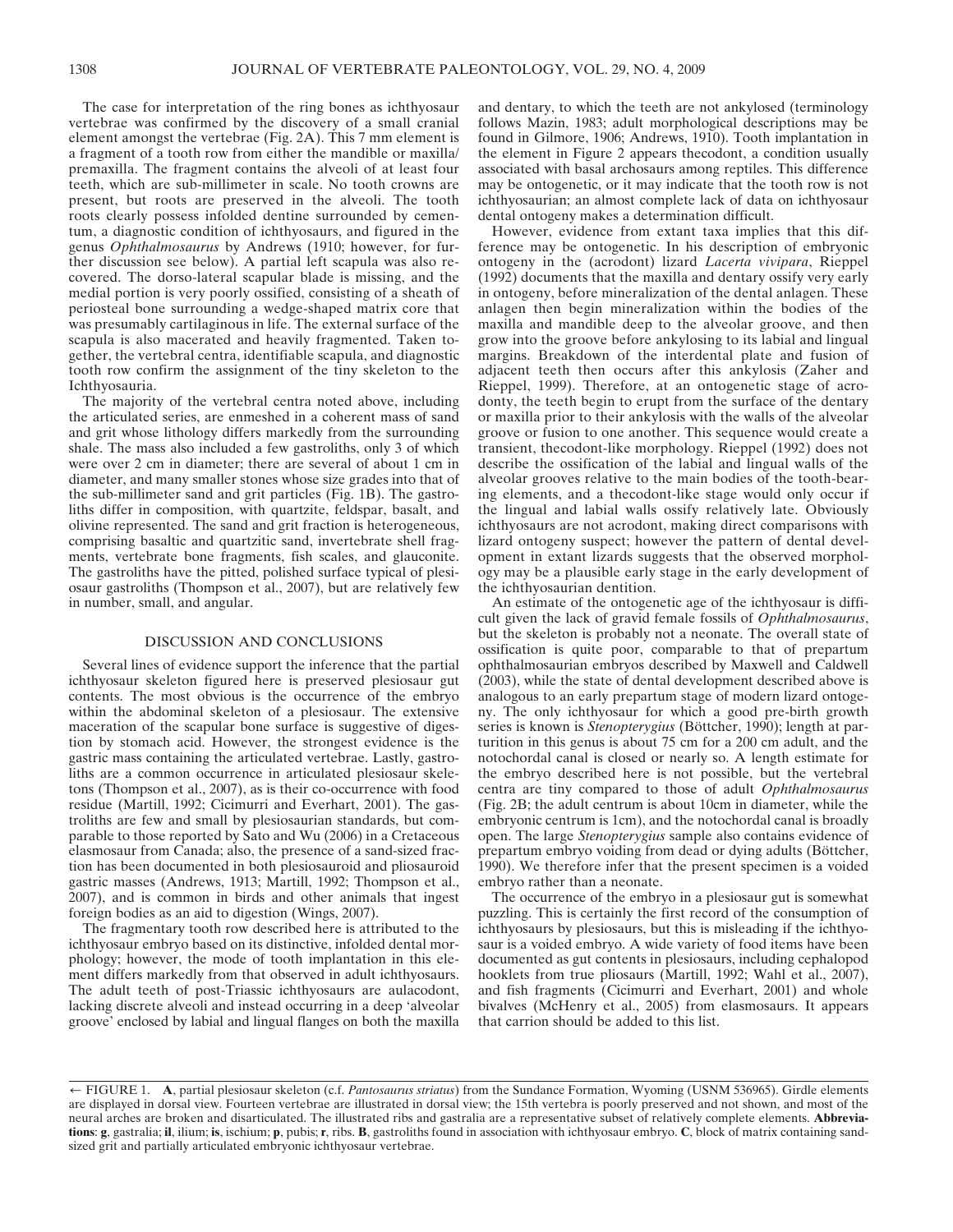The case for interpretation of the ring bones as ichthyosaur vertebrae was confirmed by the discovery of a small cranial element amongst the vertebrae (Fig. 2A). This 7 mm element is a fragment of a tooth row from either the mandible or maxilla/premaxilla. The fragment contains the alveoli of at least four teeth, which are sub-millimeter in scale. No tooth crowns are present, but roots are preserved in the alveoli. The tooth roots clearly possess infolded dentine surrounded by cementum, a diagnostic condition of ichthyosaurs, and figured in the genus *Ophthalmosaurus* by Andrews (1910; however, for further discussion see below). A partial left scapula was also recovered. The dorso-lateral scapular blade is missing, and the medial portion is very poorly ossified, consisting of a sheath of periosteal bone surrounding a wedge-shaped matrix core that was presumably cartilaginous in life. The external surface of the scapula is also macerated and heavily fragmented. Taken together, the vertebral centra, identifiable scapula, and diagnostic tooth row confirm the assignment of the tiny skeleton to the Ichthyosauria.

The majority of the vertebral centra noted above, including the articulated series, are enmeshed in a coherent mass of sand and grit whose lithology differs markedly from the surrounding shale. The mass also included a few gastroliths, only 3 of which were over 2 cm in diameter; there are several of about 1 cm in diameter, and many smaller stones whose size grades into that of the sub-millimeter sand and grit particles (Fig. 1B). The gastroliths differ in composition, with quartzite, feldspar, basalt, and olivine represented. The sand and grit fraction is heterogeneous, comprising basaltic and quartzitic sand, invertebrate shell fragments, vertebrate bone fragments, fish scales, and glauconite. The gastroliths have the pitted, polished surface typical of plesiosaur gastroliths (Thompson et al., 2007), but are relatively few in number, small, and angular.

## DISCUSSION AND CONCLUSIONS

Several lines of evidence support the inference that the partial ichthyosaur skeleton figured here is preserved plesiosaur gut contents. The most obvious is the occurrence of the embryo within the abdominal skeleton of a plesiosaur. The extensive maceration of the scapular bone surface is suggestive of digestion by stomach acid. However, the strongest evidence is the gastric mass containing the articulated vertebrae. Lastly, gastroliths are a common occurrence in articulated plesiosaur skeletons (Thompson et al., 2007), as is their co-occurrence with food residue (Martill, 1992; Cicimurri and Everhart, 2001). The gastroliths are few and small by plesiosaurian standards, but comparable to those reported by Sato and Wu (2006) in a Cretaceous elasmosaur from Canada; also, the presence of a sand-sized fraction has been documented in both plesiosauroid and pliosauroid gastric masses (Andrews, 1913; Martill, 1992; Thompson et al., 2007), and is common in birds and other animals that ingest foreign bodies as an aid to digestion (Wings, 2007).

The fragmentary tooth row described here is attributed to the ichthyosaur embryo based on its distinctive, infolded dental morphology; however, the mode of tooth implantation in this element differs markedly from that observed in adult ichthyosaurs. The adult teeth of post-Triassic ichthyosaurs are aulacodont, lacking discrete alveoli and instead occurring in a deep 'alveolar groove' enclosed by labial and lingual flanges on both the maxilla and dentary, to which the teeth are not ankylosed (terminology follows Mazin, 1983; adult morphological descriptions may be found in Gilmore, 1906; Andrews, 1910). Tooth implantation in the element in Figure 2 appears thecodont, a condition usually associated with basal archosaurs among reptiles. This difference may be ontogenetic, or it may indicate that the tooth row is not ichthyosaurian; an almost complete lack of data on ichthyosaur dental ontogeny makes a determination difficult.

However, evidence from extant taxa implies that this difference may be ontogenetic. In his description of embryonic ontogeny in the (acrodont) lizard *Lacerta vivipara*, Rieppel (1992) documents that the maxilla and dentary ossify very early in ontogeny, before mineralization of the dental anlagen. These anlagen then begin mineralization within the bodies of the maxilla and mandible deep to the alveolar groove, and then grow into the groove before ankylosing to its labial and lingual margins. Breakdown of the interdental plate and fusion of adjacent teeth then occurs after this ankylosis (Zaher and Rieppel, 1999). Therefore, at an ontogenetic stage of acrodonty, the teeth begin to erupt from the surface of the dentary or maxilla prior to their ankylosis with the walls of the alveolar groove or fusion to one another. This sequence would create a transient, thecodont-like morphology. Rieppel (1992) does not describe the ossification of the labial and lingual walls of the alveolar grooves relative to the main bodies of the tooth-bearing elements, and a thecodont-like stage would only occur if the lingual and labial walls ossify relatively late. Obviously ichthyosaurs are not acrodont, making direct comparisons with lizard ontogeny suspect; however the pattern of dental development in extant lizards suggests that the observed morphology may be a plausible early stage in the early development of the ichthyosaurian dentition.

An estimate of the ontogenetic age of the ichthyosaur is difficult given the lack of gravid female fossils of *Ophthalmosaurus*, but the skeleton is probably not a neonate. The overall state of ossification is quite poor, comparable to that of prepartum ophthalmosaurian embryos described by Maxwell and Caldwell (2003), while the state of dental development described above is analogous to an early prepartum stage of modern lizard ontogeny. The only ichthyosaur for which a good pre-birth growth series is known is *Stenopterygius* (Böttcher, 1990); length at parturition in this genus is about 75 cm for a 200 cm adult, and the notochordal canal is closed or nearly so. A length estimate for the embryo described here is not possible, but the vertebral centra are tiny compared to those of adult *Ophthalmosaurus* (Fig. 2B; the adult centrum is about 10cm in diameter, while the embryonic centrum is 1cm), and the notochordal canal is broadly open. The large *Stenopterygius* sample also contains evidence of prepartum embryo voiding from dead or dying adults (Böttcher, 1990). We therefore infer that the present specimen is a voided embryo rather than a neonate.

The occurrence of the embryo in a plesiosaur gut is somewhat puzzling. This is certainly the first record of the consumption of ichthyosaurs by plesiosaurs, but this is misleading if the ichthyosaur is a voided embryo. A wide variety of food items have been documented as gut contents in plesiosaurs, including cephalopod hooklets from true pliosaurs (Martill, 1992; Wahl et al., 2007), and fish fragments (Cicimurri and Everhart, 2001) and whole bivalves (McHenry et al., 2005) from elasmosaurs. It appears that carrion should be added to this list.

← FIGURE 1. **A**, partial plesiosaur skeleton (c.f. *Pantosaurus striatus*) from the Sundance Formation, Wyoming (USNM 536965). Girdle elements are displayed in dorsal view. Fourteen vertebrae are illustrated in dorsal view; the 15th vertebra is poorly preserved and not shown, and most of the neural arches are broken and disarticulated. The illustrated ribs and gastralia are a representative subset of relatively complete elements. **Abbreviations**: **g**, gastralia; **il**, ilium; **is**, ischium; **p**, pubis; **r**, ribs. **B**, gastroliths found in association with ichthyosaur embryo. **C**, block of matrix containing sand-sized grit and partially articulated embryonic ichthyosaur vertebrae.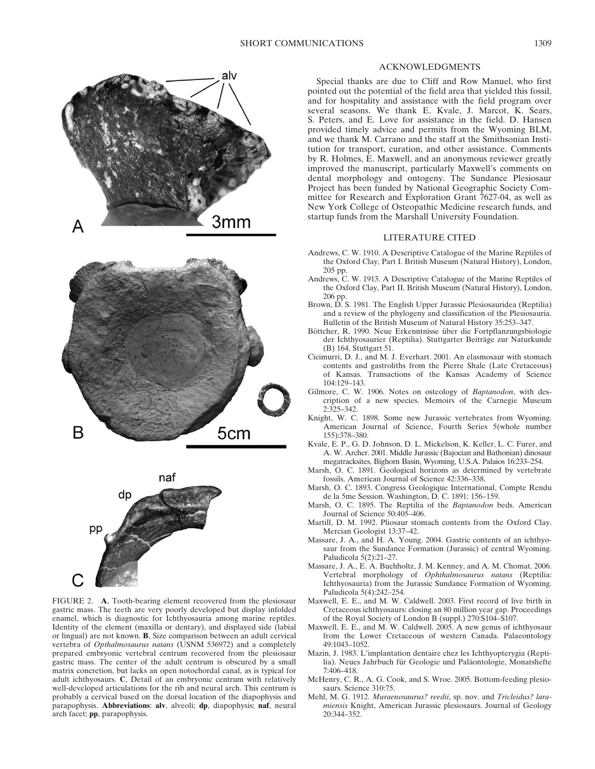A

3mm

alv

B

5cm

naf

dp

pp

C

FIGURE 2. **A**, Tooth-bearing element recovered from the plesiosaur gastric mass. The teeth are very poorly developed but display infolded enamel, which is diagnostic for Ichthyosauria among marine reptiles. Identity of the element (maxilla or dentary), and displayed side (labial or lingual) are not known. **B**, Size comparison between an adult cervical vertebra of *Opthalmosaurus natans* (USNM 536972) and a completely prepared embryonic vertebral centrum recovered from the plesiosaur gastric mass. The center of the adult centrum is obscured by a small matrix concretion, but lacks an open notochordal canal, as is typical for adult ichthyosaurs. **C**, Detail of an embryonic centrum with relatively well-developed articulations for the rib and neural arch. This centrum is probably a cervical based on the dorsal location of the diapophysis and parapophysis. **Abbreviations**: **alv**, alveoli; **dp**, diapophysis; **naf**, neural arch facet; **pp**, parapophysis.

## ACKNOWLEDGMENTS

Special thanks are due to Cliff and Row Manuel, who first pointed out the potential of the field area that yielded this fossil, and for hospitality and assistance with the field program over several seasons. We thank E. Kvale, J. Marcot, K. Sears, S. Peters, and E. Love for assistance in the field. D. Hansen provided timely advice and permits from the Wyoming BLM, and we thank M. Carrano and the staff at the Smithsonian Institution for transport, curation, and other assistance. Comments by R. Holmes, E. Maxwell, and an anonymous reviewer greatly improved the manuscript, particularly Maxwell's comments on dental morphology and ontogeny. The Sundance Plesiosaur Project has been funded by National Geographic Society Committee for Research and Exploration Grant 7627-04, as well as New York College of Osteopathic Medicine research funds, and startup funds from the Marshall University Foundation.

## LITERATURE CITED

Andrews, C. W. 1910. A Descriptive Catalogue of the Marine Reptiles of the Oxford Clay, Part I. British Museum (Natural History), London, 205 pp.

Andrews, C. W. 1913. A Descriptive Catalogue of the Marine Reptiles of the Oxford Clay, Part II. British Museum (Natural History), London, 206 pp.

Brown, D. S. 1981. The English Upper Jurassic Plesiosauridea (Reptilia) and a review of the phylogeny and classification of the Plesiosauria. Bulletin of the British Museum of Natural History 35:253–347.

Böttcher, R. 1990. Neue Erkenntnisse über die Fortpflanzungsbiologie der Ichthyosaurier (Reptilia). Stuttgarter Beiträge zur Naturkunde (B) 164, Stuttgart 51.

Cicimurri, D. J., and M. J. Everhart. 2001. An elasmosaur with stomach contents and gastroliths from the Pierre Shale (Late Cretaceous) of Kansas. Transactions of the Kansas Academy of Science 104:129–143.

Gilmore, C. W. 1906. Notes on osteology of *Baptanodon*, with description of a new species. Memoirs of the Carnegie Museum 2:325–342.

Knight, W. C. 1898. Some new Jurassic vertebrates from Wyoming. American Journal of Science, Fourth Series 5(whole number 155):378–380.

Kvale, E. P., G. D. Johnson, D. L. Mickelson, K. Keller, L. C. Furer, and A. W. Archer. 2001. Middle Jurassic (Bajocian and Bathonian) dinosaur megatracksites, Bighorn Basin, Wyoming, U.S.A. Palaios 16:233–254.

Marsh, O. C. 1891. Geological horizons as determined by vertebrate fossils. American Journal of Science 42:336–338.

Marsh, O. C. 1893. Congress Geologique International, Compte Rendu de la 5me Session. Washington, D. C. 1891: 156–159.

Marsh, O. C. 1895. The Reptilia of the *Baptanodon* beds. American Journal of Science 50:405–406.

Martill, D. M. 1992. Pliosaur stomach contents from the Oxford Clay. Mercian Geologist 13:37–42.

Massare, J. A., and H. A. Young. 2004. Gastric contents of an ichthyosaur from the Sundance Formation (Jurassic) of central Wyoming. Paludicola 5(2):21–27.

Massare, J. A., E. A. Buchholtz, J. M. Kenney, and A. M. Chomat. 2006. Vertebral morphology of *Ophthalmosaurus natans* (Reptilia: Ichthyosauria) from the Jurassic Sundance Formation of Wyoming. Paludicola 5(4):242–254.

Maxwell, E. E., and M. W. Caldwell. 2003. First record of live birth in Cretaceous ichthyosaurs: closing an 80 million year gap. Proceedings of the Royal Society of London B (suppl.) 270:S104–S107.

Maxwell, E. E., and M. W. Caldwell. 2005. A new genus of ichthyosaur from the Lower Cretaceous of western Canada. Palaeontology 49:1043–1052.

Mazin, J. 1983. L'implantation dentaire chez les Ichthyopterygia (Reptilia). Neues Jahrbuch für Geologie und Paläontologie, Monatshefte 7:406–418.

McHenry, C. R., A. G. Cook, and S. Wroe. 2005. Bottom-feeding plesiosaurs. Science 310:75.

Mehl, M. G. 1912. *Muraenosaurus? reedii*, sp. nov. and *Tricleidus? laramiensis* Knight, American Jurassic plesiosaurs. Journal of Geology 20:344–352.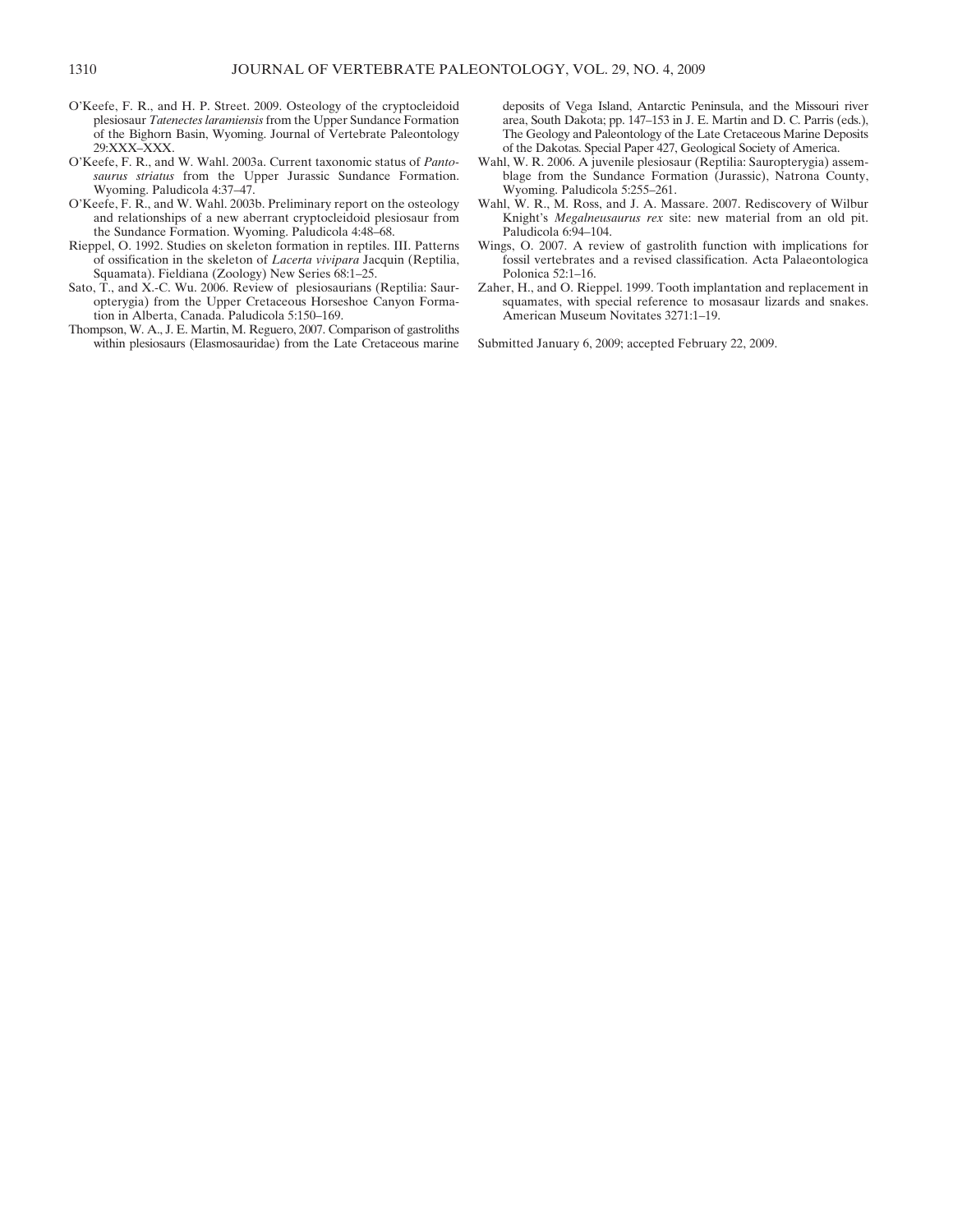O'Keefe, F. R., and H. P. Street. 2009. Osteology of the cryptocleidoid plesiosaur *Tatenectes laramiensis* from the Upper Sundance Formation of the Bighorn Basin, Wyoming. Journal of Vertebrate Paleontology 29:XXX–XXX.

O'Keefe, F. R., and W. Wahl. 2003a. Current taxonomic status of *Pantosaurus striatus* from the Upper Jurassic Sundance Formation. Wyoming. Paludicola 4:37–47.

O'Keefe, F. R., and W. Wahl. 2003b. Preliminary report on the osteology and relationships of a new aberrant cryptocleidoid plesiosaur from the Sundance Formation. Wyoming. Paludicola 4:48–68.

Rieppel, O. 1992. Studies on skeleton formation in reptiles. III. Patterns of ossification in the skeleton of *Lacerta vivipara* Jacquin (Reptilia, Squamata). Fieldiana (Zoology) New Series 68:1–25.

Sato, T., and X.-C. Wu. 2006. Review of plesiosaurians (Reptilia: Sauropterygia) from the Upper Cretaceous Horseshoe Canyon Formation in Alberta, Canada. Paludicola 5:150–169.

Thompson, W. A., J. E. Martin, M. Reguero, 2007. Comparison of gastroliths within plesiosaurs (Elasmosauridae) from the Late Cretaceous marine deposits of Vega Island, Antarctic Peninsula, and the Missouri river area, South Dakota; pp. 147–153 in J. E. Martin and D. C. Parris (eds.), The Geology and Paleontology of the Late Cretaceous Marine Deposits of the Dakotas. Special Paper 427, Geological Society of America.

Wahl, W. R. 2006. A juvenile plesiosaur (Reptilia: Sauropterygia) assemblage from the Sundance Formation (Jurassic), Natrona County, Wyoming. Paludicola 5:255–261.

Wahl, W. R., M. Ross, and J. A. Massare. 2007. Rediscovery of Wilbur Knight's *Megalneusaurus rex* site: new material from an old pit. Paludicola 6:94–104.

Wings, O. 2007. A review of gastrolith function with implications for fossil vertebrates and a revised classification. Acta Palaeontologica Polonica 52:1–16.

Zaher, H., and O. Rieppel. 1999. Tooth implantation and replacement in squamates, with special reference to mosasaur lizards and snakes. American Museum Novitates 3271:1–19.

Submitted January 6, 2009; accepted February 22, 2009.